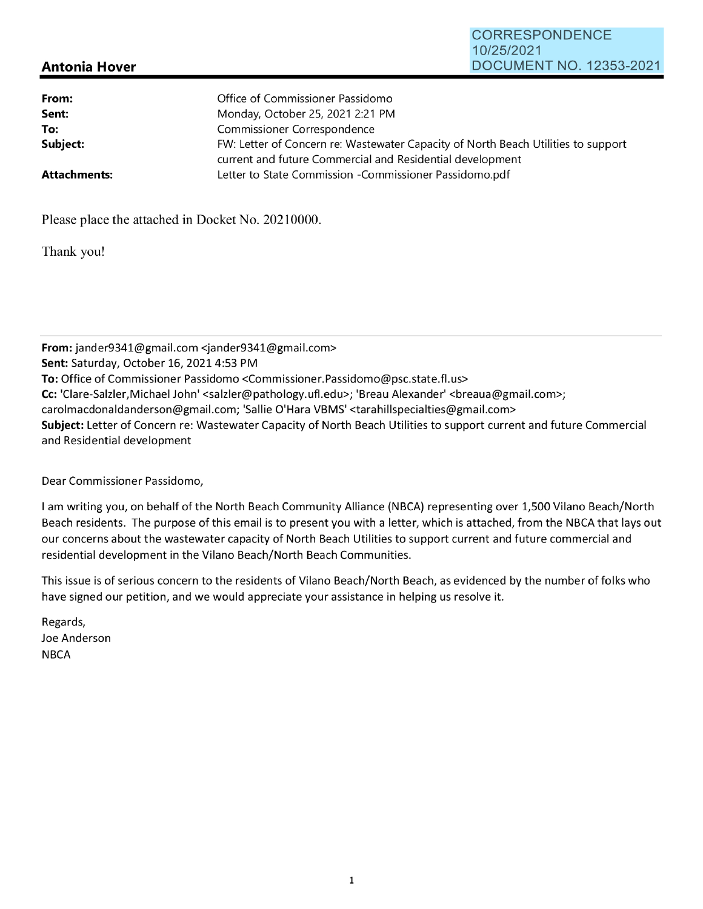CORRESPONDENCE
10/25/2021
DOCUMENT NO. 12353-2021

## Antonia Hover

| | |
|---|---|
| **From:** | Office of Commissioner Passidomo |
| **Sent:** | Monday, October 25, 2021 2:21 PM |
| **To:** | Commissioner Correspondence |
| **Subject:** | FW: Letter of Concern re: Wastewater Capacity of North Beach Utilities to support current and future Commercial and Residential development |
| **Attachments:** | Letter to State Commission -Commissioner Passidomo.pdf |

Please place the attached in Docket No. 20210000.

Thank you!

---

**From:** jander9341@gmail.com <jander9341@gmail.com>
**Sent:** Saturday, October 16, 2021 4:53 PM
**To:** Office of Commissioner Passidomo <Commissioner.Passidomo@psc.state.fl.us>
**Cc:** 'Clare-Salzler,Michael John' <salzler@pathology.ufl.edu>; 'Breau Alexander' <breaua@gmail.com>; carolmacdonaldanderson@gmail.com; 'Sallie O'Hara VBMS' <tarahillspecialties@gmail.com>
**Subject:** Letter of Concern re: Wastewater Capacity of North Beach Utilities to support current and future Commercial and Residential development

Dear Commissioner Passidomo,

I am writing you, on behalf of the North Beach Community Alliance (NBCA) representing over 1,500 Vilano Beach/North Beach residents. The purpose of this email is to present you with a letter, which is attached, from the NBCA that lays out our concerns about the wastewater capacity of North Beach Utilities to support current and future commercial and residential development in the Vilano Beach/North Beach Communities.

This issue is of serious concern to the residents of Vilano Beach/North Beach, as evidenced by the number of folks who have signed our petition, and we would appreciate your assistance in helping us resolve it.

Regards,
Joe Anderson
NBCA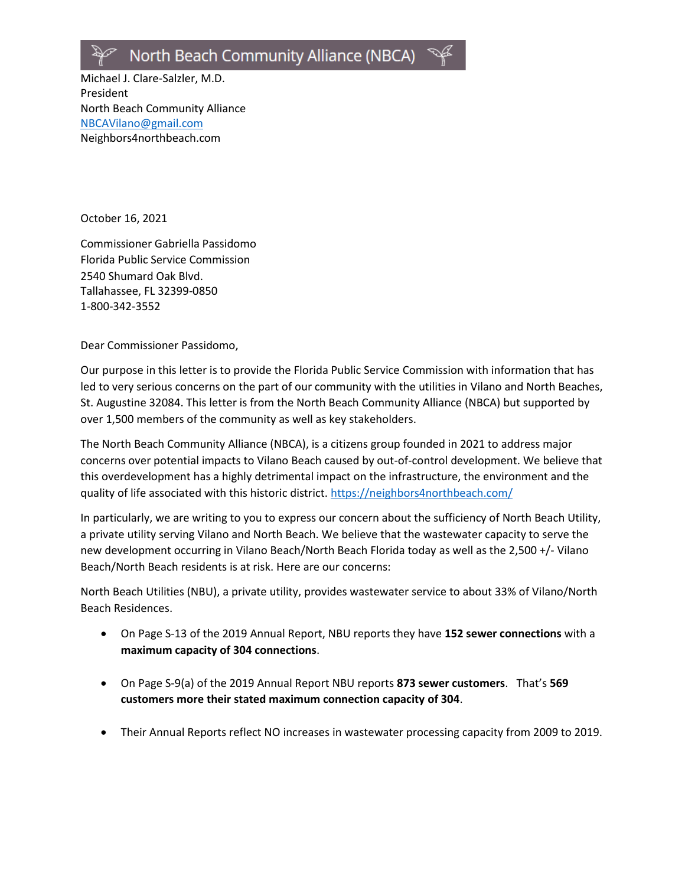# North Beach Community Alliance (NBCA)

Michael J. Clare-Salzler, M.D.
President
North Beach Community Alliance
NBCAVilano@gmail.com
Neighbors4northbeach.com

October 16, 2021

Commissioner Gabriella Passidomo
Florida Public Service Commission
2540 Shumard Oak Blvd.
Tallahassee, FL 32399-0850
1-800-342-3552

Dear Commissioner Passidomo,

Our purpose in this letter is to provide the Florida Public Service Commission with information that has led to very serious concerns on the part of our community with the utilities in Vilano and North Beaches, St. Augustine 32084. This letter is from the North Beach Community Alliance (NBCA) but supported by over 1,500 members of the community as well as key stakeholders.

The North Beach Community Alliance (NBCA), is a citizens group founded in 2021 to address major concerns over potential impacts to Vilano Beach caused by out-of-control development. We believe that this overdevelopment has a highly detrimental impact on the infrastructure, the environment and the quality of life associated with this historic district. https://neighbors4northbeach.com/

In particularly, we are writing to you to express our concern about the sufficiency of North Beach Utility, a private utility serving Vilano and North Beach. We believe that the wastewater capacity to serve the new development occurring in Vilano Beach/North Beach Florida today as well as the 2,500 +/- Vilano Beach/North Beach residents is at risk. Here are our concerns:

North Beach Utilities (NBU), a private utility, provides wastewater service to about 33% of Vilano/North Beach Residences.

- On Page S-13 of the 2019 Annual Report, NBU reports they have **152 sewer connections** with a **maximum capacity of 304 connections**.
- On Page S-9(a) of the 2019 Annual Report NBU reports **873 sewer customers**. That's **569 customers more their stated maximum connection capacity of 304**.
- Their Annual Reports reflect NO increases in wastewater processing capacity from 2009 to 2019.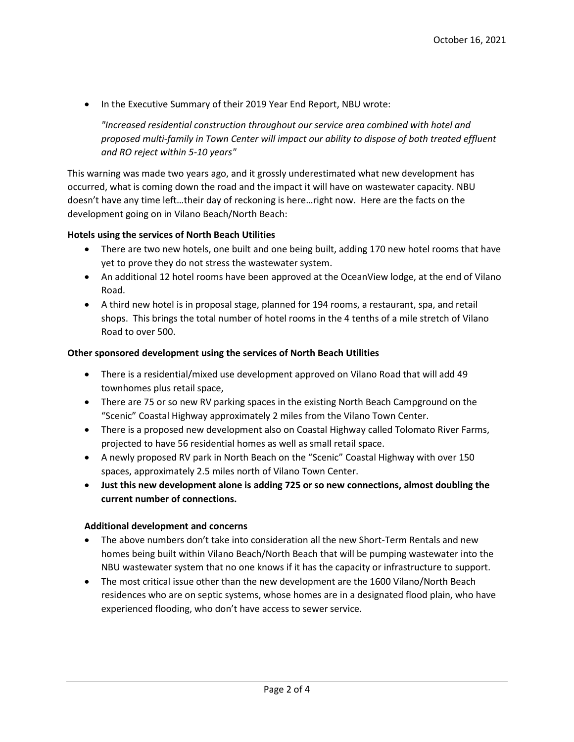October 16, 2021

- In the Executive Summary of their 2019 Year End Report, NBU wrote:

  *"Increased residential construction throughout our service area combined with hotel and proposed multi-family in Town Center will impact our ability to dispose of both treated effluent and RO reject within 5-10 years"*

This warning was made two years ago, and it grossly underestimated what new development has occurred, what is coming down the road and the impact it will have on wastewater capacity. NBU doesn't have any time left…their day of reckoning is here…right now. Here are the facts on the development going on in Vilano Beach/North Beach:

**Hotels using the services of North Beach Utilities**

- There are two new hotels, one built and one being built, adding 170 new hotel rooms that have yet to prove they do not stress the wastewater system.
- An additional 12 hotel rooms have been approved at the OceanView lodge, at the end of Vilano Road.
- A third new hotel is in proposal stage, planned for 194 rooms, a restaurant, spa, and retail shops. This brings the total number of hotel rooms in the 4 tenths of a mile stretch of Vilano Road to over 500.

**Other sponsored development using the services of North Beach Utilities**

- There is a residential/mixed use development approved on Vilano Road that will add 49 townhomes plus retail space,
- There are 75 or so new RV parking spaces in the existing North Beach Campground on the "Scenic" Coastal Highway approximately 2 miles from the Vilano Town Center.
- There is a proposed new development also on Coastal Highway called Tolomato River Farms, projected to have 56 residential homes as well as small retail space.
- A newly proposed RV park in North Beach on the "Scenic" Coastal Highway with over 150 spaces, approximately 2.5 miles north of Vilano Town Center.
- **Just this new development alone is adding 725 or so new connections, almost doubling the current number of connections.**

**Additional development and concerns**

- The above numbers don't take into consideration all the new Short-Term Rentals and new homes being built within Vilano Beach/North Beach that will be pumping wastewater into the NBU wastewater system that no one knows if it has the capacity or infrastructure to support.
- The most critical issue other than the new development are the 1600 Vilano/North Beach residences who are on septic systems, whose homes are in a designated flood plain, who have experienced flooding, who don't have access to sewer service.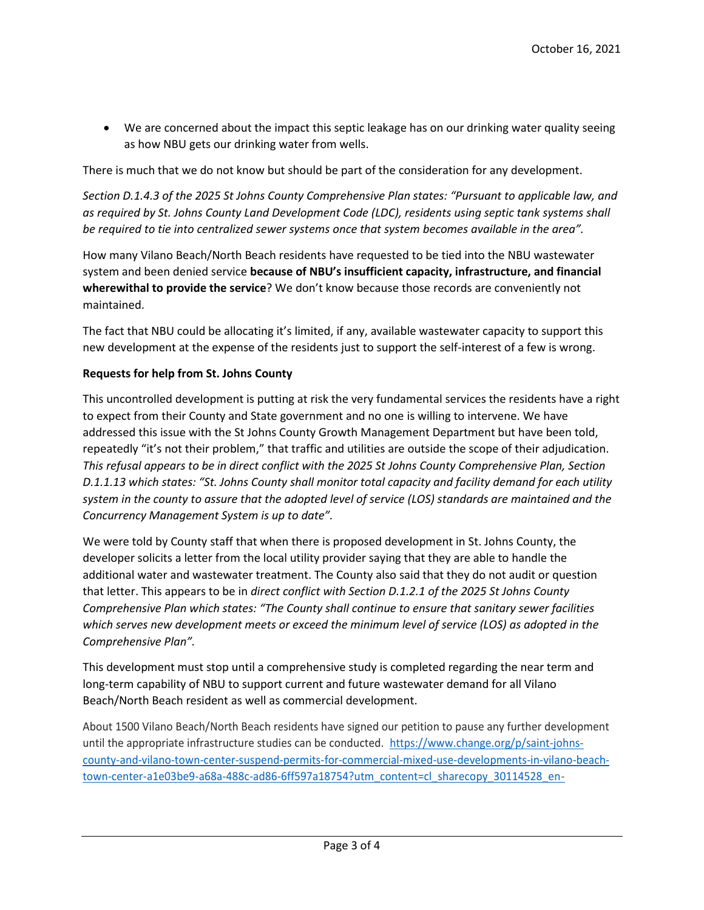- We are concerned about the impact this septic leakage has on our drinking water quality seeing as how NBU gets our drinking water from wells.

There is much that we do not know but should be part of the consideration for any development.

*Section D.1.4.3 of the 2025 St Johns County Comprehensive Plan states: "Pursuant to applicable law, and as required by St. Johns County Land Development Code (LDC), residents using septic tank systems shall be required to tie into centralized sewer systems once that system becomes available in the area".*

How many Vilano Beach/North Beach residents have requested to be tied into the NBU wastewater system and been denied service **because of NBU's insufficient capacity, infrastructure, and financial wherewithal to provide the service**? We don't know because those records are conveniently not maintained.

The fact that NBU could be allocating it's limited, if any, available wastewater capacity to support this new development at the expense of the residents just to support the self-interest of a few is wrong.

**Requests for help from St. Johns County**

This uncontrolled development is putting at risk the very fundamental services the residents have a right to expect from their County and State government and no one is willing to intervene. We have addressed this issue with the St Johns County Growth Management Department but have been told, repeatedly "it's not their problem," that traffic and utilities are outside the scope of their adjudication. *This refusal appears to be in direct conflict with the 2025 St Johns County Comprehensive Plan, Section D.1.1.13 which states: "St. Johns County shall monitor total capacity and facility demand for each utility system in the county to assure that the adopted level of service (LOS) standards are maintained and the Concurrency Management System is up to date".*

We were told by County staff that when there is proposed development in St. Johns County, the developer solicits a letter from the local utility provider saying that they are able to handle the additional water and wastewater treatment. The County also said that they do not audit or question that letter. This appears to be in *direct conflict with Section D.1.2.1 of the 2025 St Johns County Comprehensive Plan which states: "The County shall continue to ensure that sanitary sewer facilities which serves new development meets or exceed the minimum level of service (LOS) as adopted in the Comprehensive Plan".*

This development must stop until a comprehensive study is completed regarding the near term and long-term capability of NBU to support current and future wastewater demand for all Vilano Beach/North Beach resident as well as commercial development.

About 1500 Vilano Beach/North Beach residents have signed our petition to pause any further development until the appropriate infrastructure studies can be conducted. https://www.change.org/p/saint-johns-county-and-vilano-town-center-suspend-permits-for-commercial-mixed-use-developments-in-vilano-beach-town-center-a1e03be9-a68a-488c-ad86-6ff597a18754?utm_content=cl_sharecopy_30114528_en-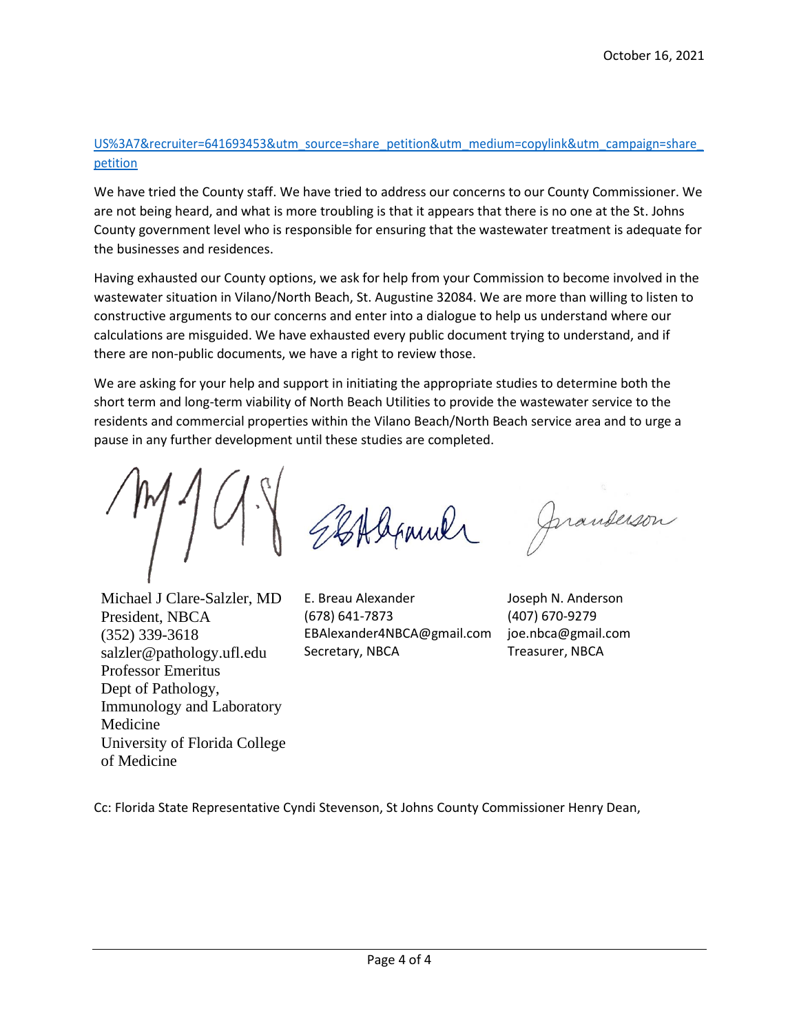October 16, 2021

[US%3A7&recruiter=641693453&utm_source=share_petition&utm_medium=copylink&utm_campaign=share_petition]

We have tried the County staff. We have tried to address our concerns to our County Commissioner. We are not being heard, and what is more troubling is that it appears that there is no one at the St. Johns County government level who is responsible for ensuring that the wastewater treatment is adequate for the businesses and residences.

Having exhausted our County options, we ask for help from your Commission to become involved in the wastewater situation in Vilano/North Beach, St. Augustine 32084. We are more than willing to listen to constructive arguments to our concerns and enter into a dialogue to help us understand where our calculations are misguided. We have exhausted every public document trying to understand, and if there are non-public documents, we have a right to review those.

We are asking for your help and support in initiating the appropriate studies to determine both the short term and long-term viability of North Beach Utilities to provide the wastewater service to the residents and commercial properties within the Vilano Beach/North Beach service area and to urge a pause in any further development until these studies are completed.

| | | |
|---|---|---|
| Michael J Clare-Salzler, MD<br>President, NBCA<br>(352) 339-3618<br>salzler@pathology.ufl.edu<br>Professor Emeritus<br>Dept of Pathology, Immunology and Laboratory Medicine<br>University of Florida College of Medicine | E. Breau Alexander<br>(678) 641-7873<br>EBAlexander4NBCA@gmail.com<br>Secretary, NBCA | Joseph N. Anderson<br>(407) 670-9279<br>joe.nbca@gmail.com<br>Treasurer, NBCA |

Cc: Florida State Representative Cyndi Stevenson, St Johns County Commissioner Henry Dean,